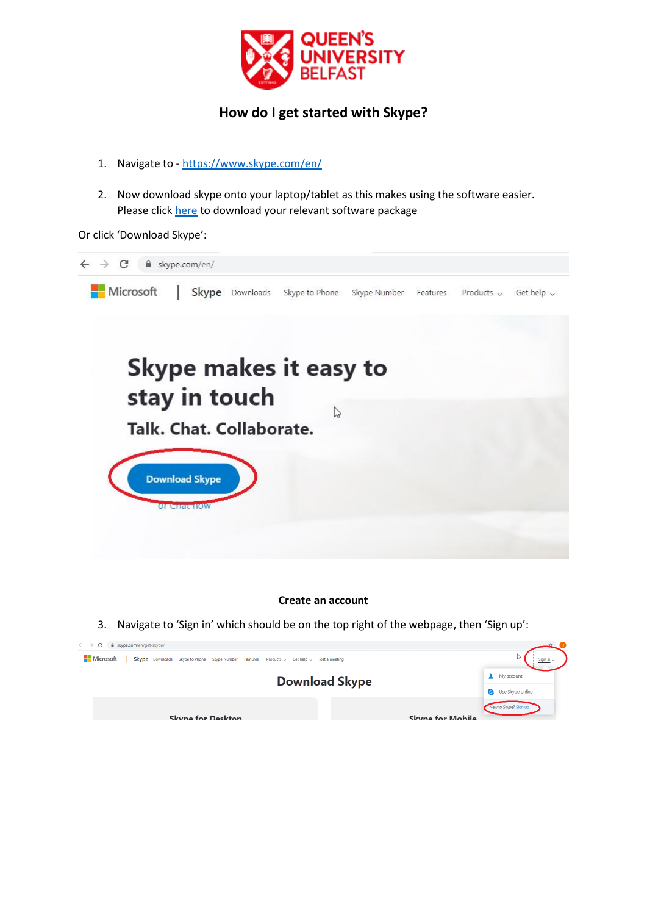# How do I get started with Skype?

1. Navigate to - [https://www.skype.com/en/](https://www.skype.com/en/)

2. Now download skype onto your laptop/tablet as this makes using the software easier. Please click here to download your relevant software package

Or click 'Download Skype':

**Create an account**

3. Navigate to 'Sign in' which should be on the top right of the webpage, then 'Sign up':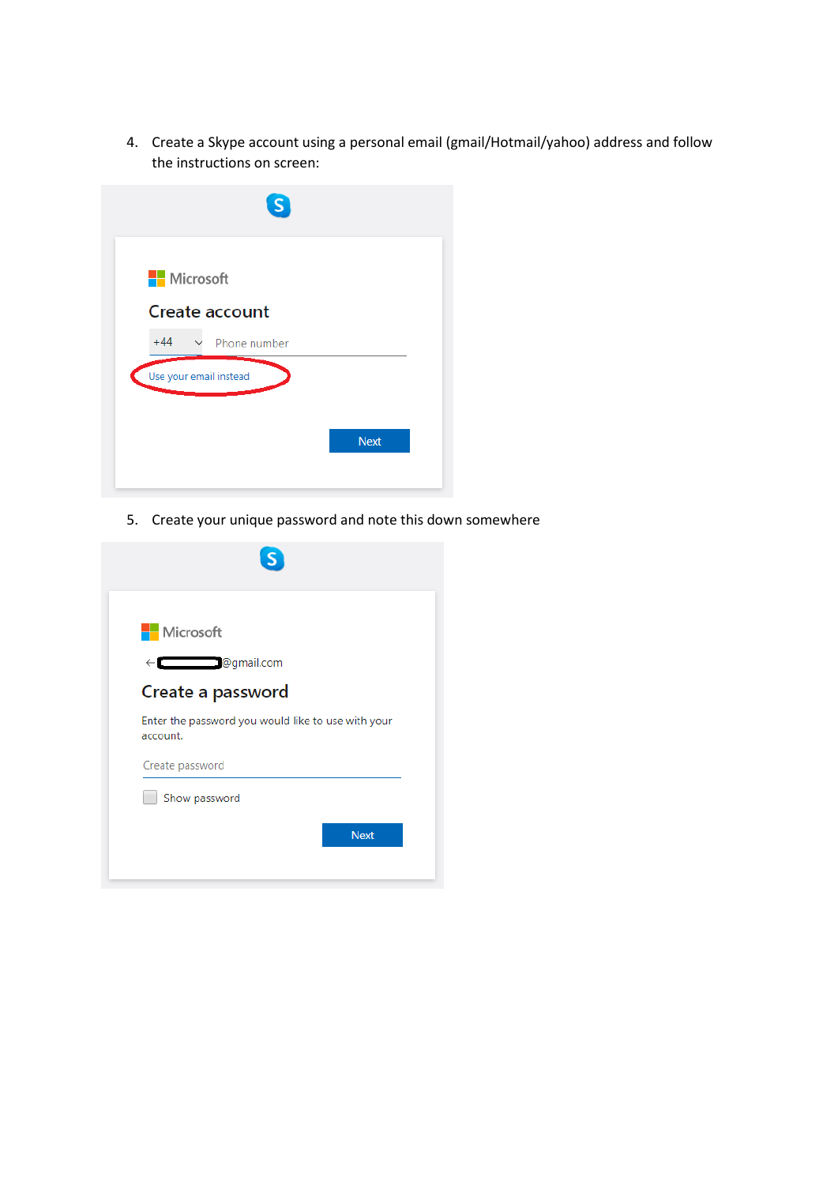4. Create a Skype account using a personal email (gmail/Hotmail/yahoo) address and follow the instructions on screen:

Microsoft

Create account

+44 Phone number

Use your email instead

Next

5. Create your unique password and note this down somewhere

Microsoft

@gmail.com

Create a password

Enter the password you would like to use with your account.

Create password

Show password

Next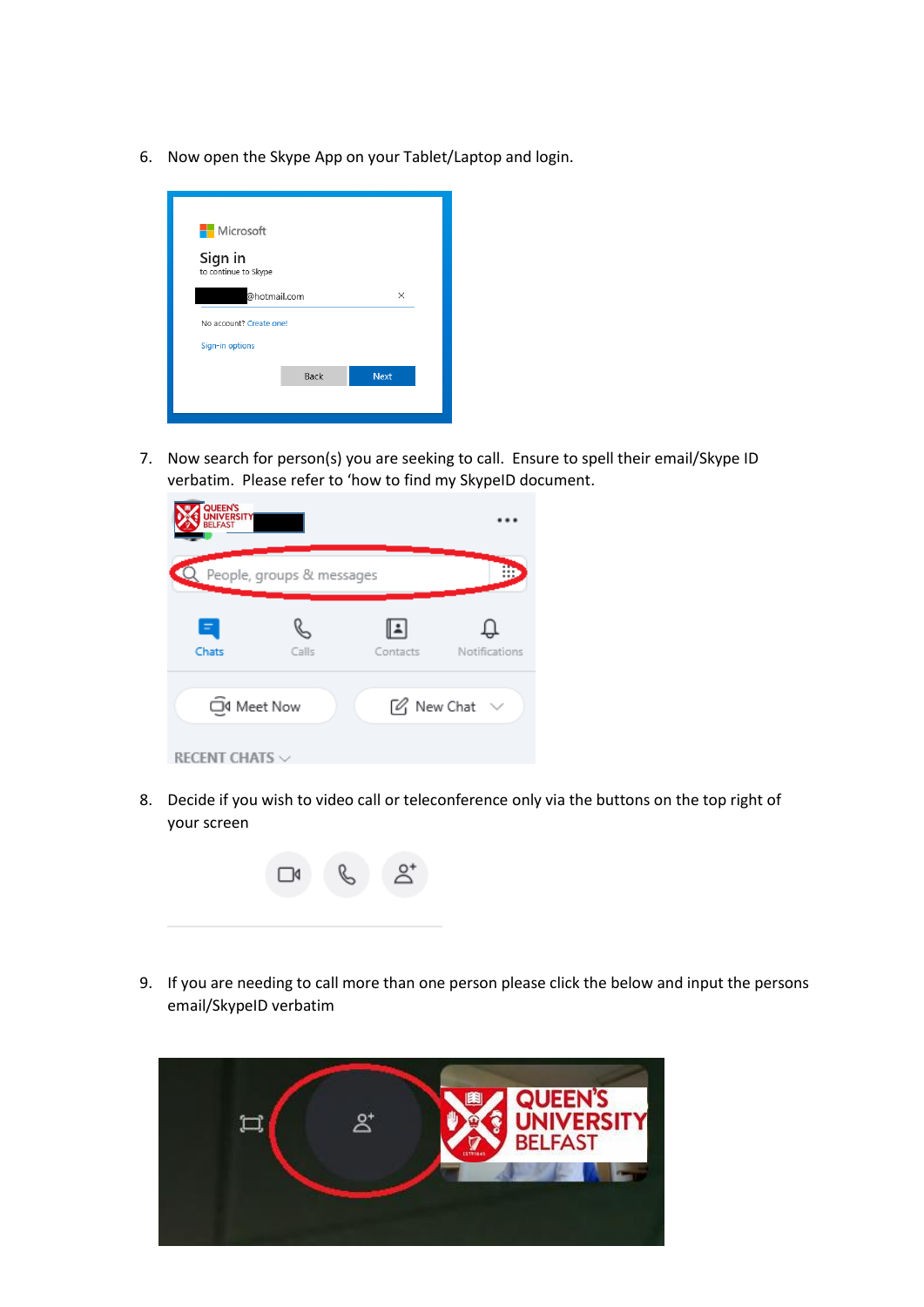6. Now open the Skype App on your Tablet/Laptop and login.

7. Now search for person(s) you are seeking to call. Ensure to spell their email/Skype ID verbatim. Please refer to 'how to find my SkypeID document.

8. Decide if you wish to video call or teleconference only via the buttons on the top right of your screen

9. If you are needing to call more than one person please click the below and input the persons email/SkypeID verbatim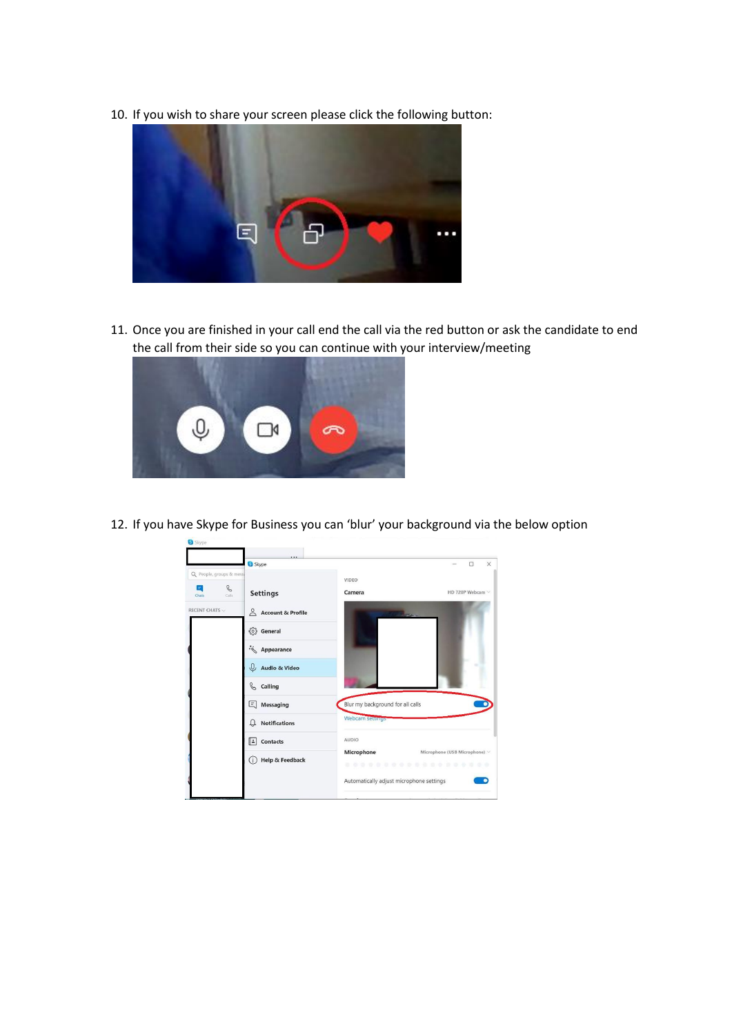10. If you wish to share your screen please click the following button:

11. Once you are finished in your call end the call via the red button or ask the candidate to end the call from their side so you can continue with your interview/meeting

12. If you have Skype for Business you can 'blur' your background via the below option